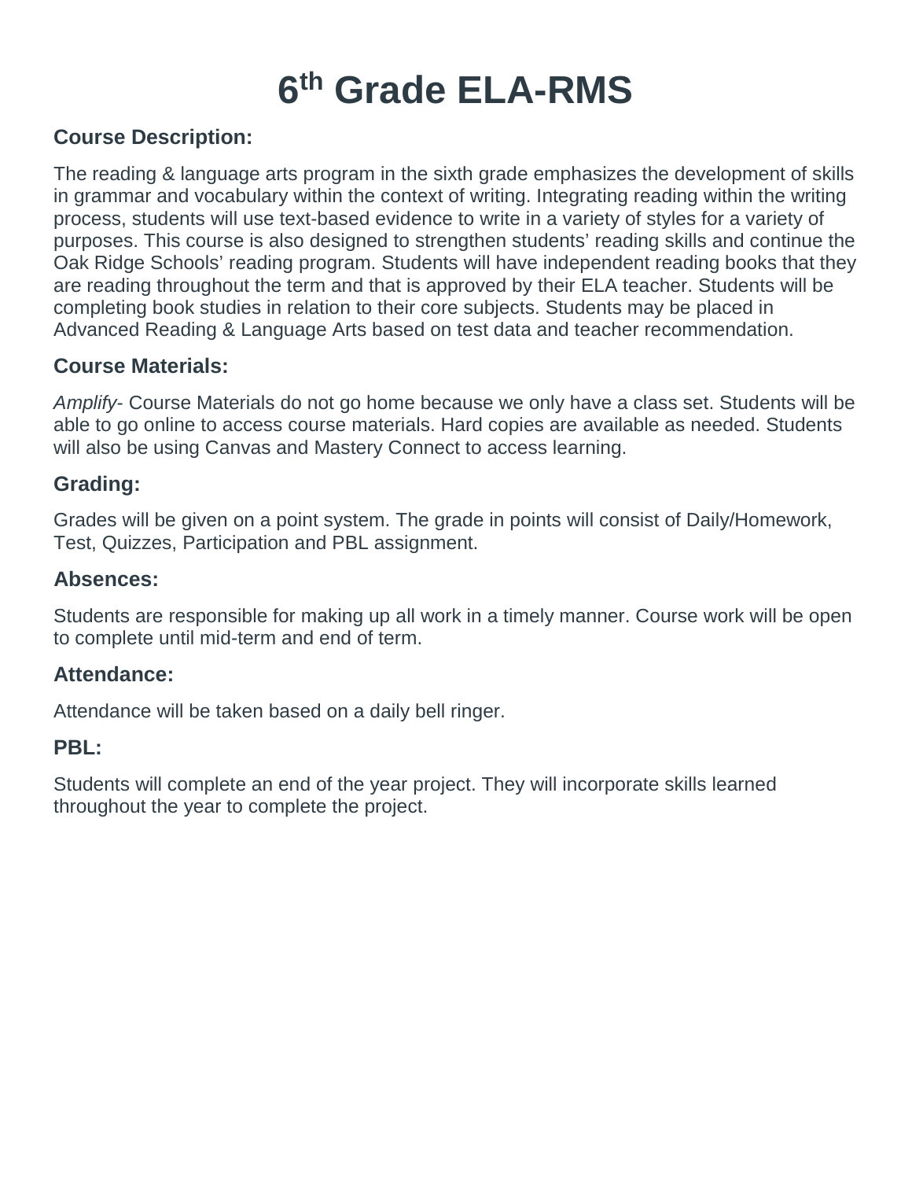# 6th Grade ELA-RMS

### Course Description:

The reading & language arts program in the sixth grade emphasizes the development of skills in grammar and vocabulary within the context of writing. Integrating reading within the writing process, students will use text-based evidence to write in a variety of styles for a variety of purposes. This course is also designed to strengthen students' reading skills and continue the Oak Ridge Schools' reading program. Students will have independent reading books that they are reading throughout the term and that is approved by their ELA teacher. Students will be completing book studies in relation to their core subjects. Students may be placed in Advanced Reading & Language Arts based on test data and teacher recommendation.

### Course Materials:

*Amplify*- Course Materials do not go home because we only have a class set. Students will be able to go online to access course materials. Hard copies are available as needed. Students will also be using Canvas and Mastery Connect to access learning.

### Grading:

Grades will be given on a point system. The grade in points will consist of Daily/Homework, Test, Quizzes, Participation and PBL assignment.

### Absences:

Students are responsible for making up all work in a timely manner. Course work will be open to complete until mid-term and end of term.

### Attendance:

Attendance will be taken based on a daily bell ringer.

### PBL:

Students will complete an end of the year project. They will incorporate skills learned throughout the year to complete the project.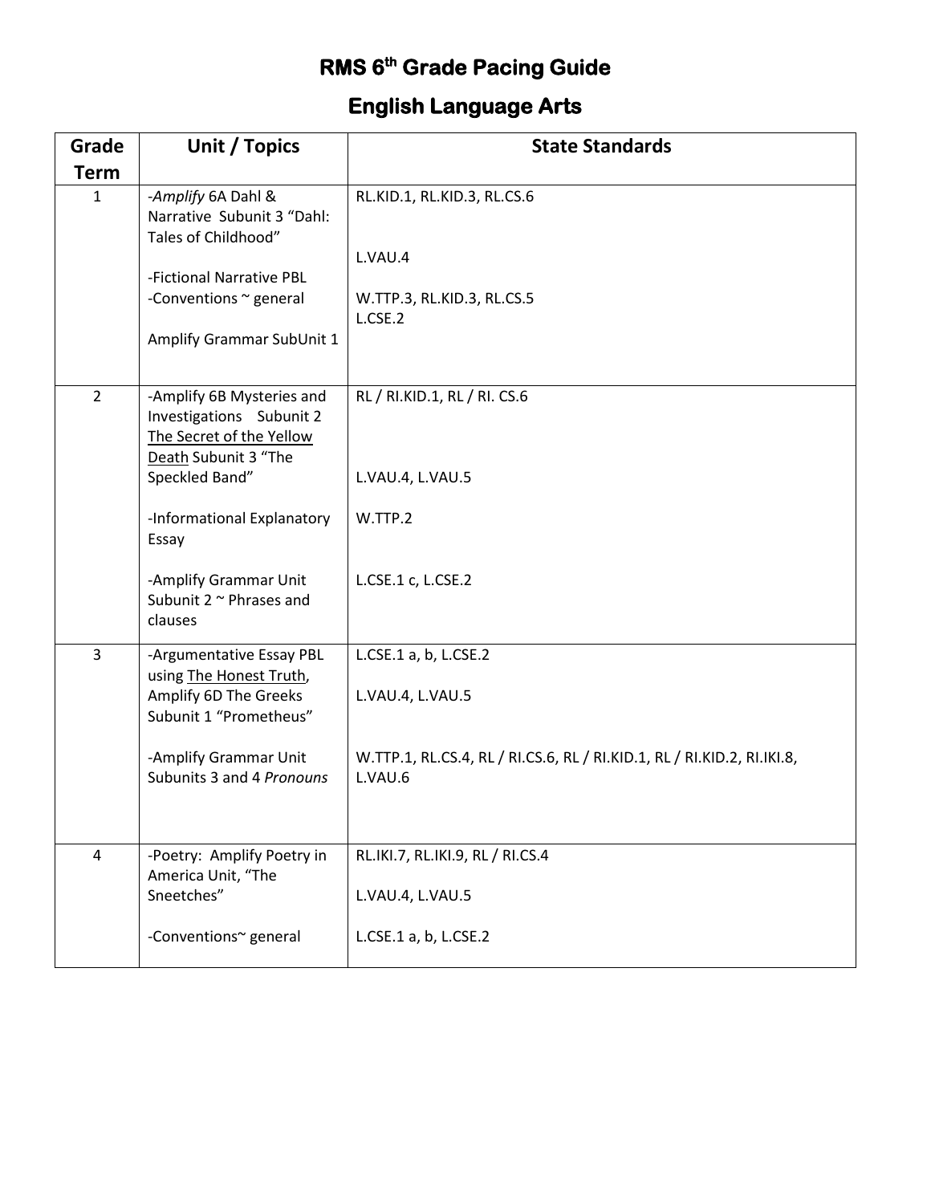# RMS 6th Grade Pacing Guide

# English Language Arts

| Grade Term | Unit / Topics | State Standards |
|---|---|---|
| 1 | -*Amplify* 6A Dahl & Narrative Subunit 3 "Dahl: Tales of Childhood"<br><br>-Fictional Narrative PBL<br>-Conventions ~ general<br><br>Amplify Grammar SubUnit 1 | RL.KID.1, RL.KID.3, RL.CS.6<br><br>L.VAU.4<br><br>W.TTP.3, RL.KID.3, RL.CS.5<br>L.CSE.2 |
| 2 | -Amplify 6B Mysteries and Investigations Subunit 2 <u>The Secret of the Yellow Death</u> Subunit 3 "The Speckled Band"<br><br>-Informational Explanatory Essay<br><br>-Amplify Grammar Unit Subunit 2 ~ Phrases and clauses | RL / RI.KID.1, RL / RI. CS.6<br><br>L.VAU.4, L.VAU.5<br><br>W.TTP.2<br><br>L.CSE.1 c, L.CSE.2 |
| 3 | -Argumentative Essay PBL using <u>The Honest Truth</u>, Amplify 6D The Greeks Subunit 1 "Prometheus"<br><br>-Amplify Grammar Unit Subunits 3 and 4 *Pronouns* | L.CSE.1 a, b, L.CSE.2<br><br>L.VAU.4, L.VAU.5<br><br>W.TTP.1, RL.CS.4, RL / RI.CS.6, RL / RI.KID.1, RL / RI.KID.2, RI.IKI.8, L.VAU.6 |
| 4 | -Poetry: Amplify Poetry in America Unit, "The Sneetches"<br><br>-Conventions~ general | RL.IKI.7, RL.IKI.9, RL / RI.CS.4<br><br>L.VAU.4, L.VAU.5<br><br>L.CSE.1 a, b, L.CSE.2 |